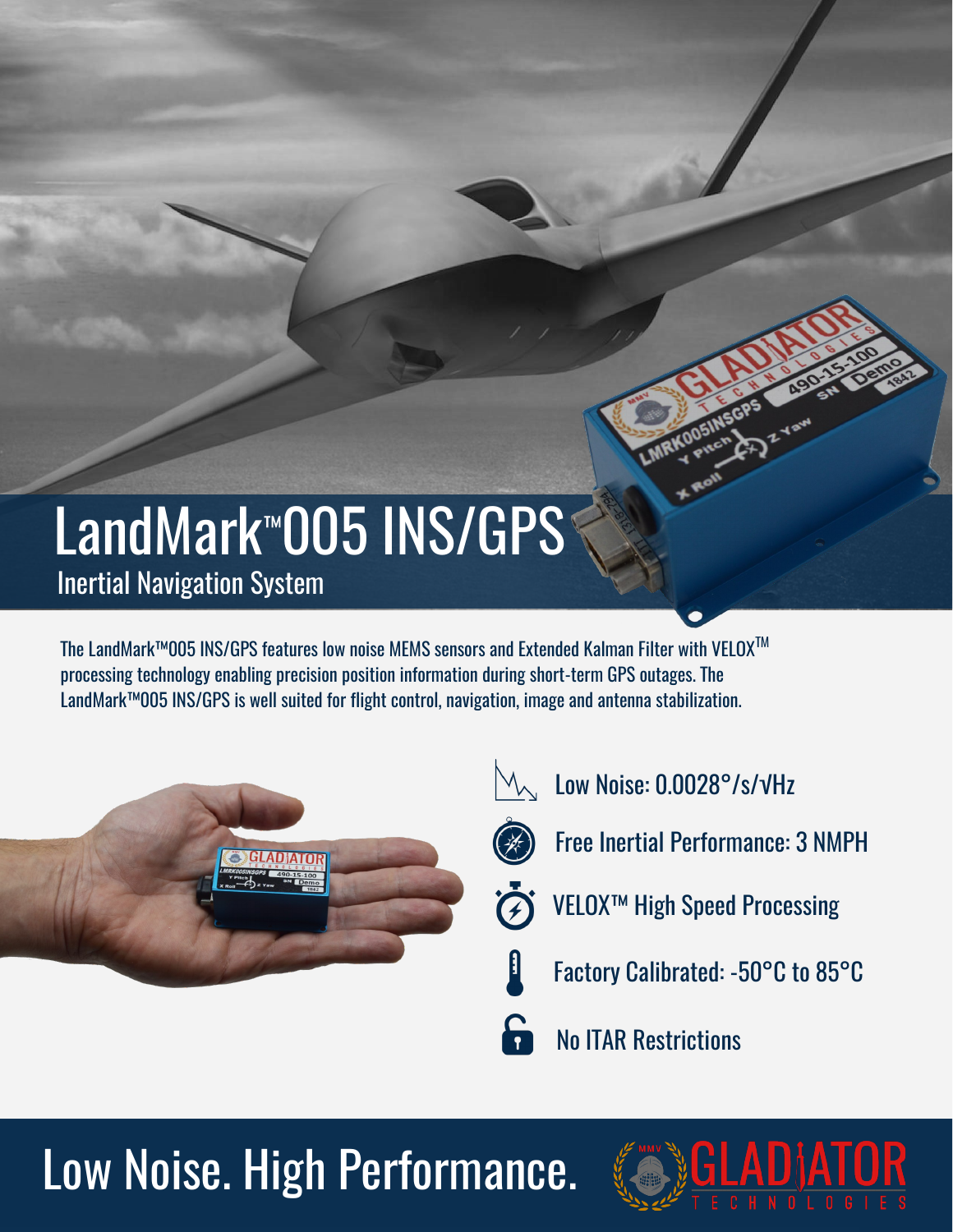# LandMark™005 INS/GPS

## Inertial Navigation System

The LandMark™005 INS/GPS features low noise MEMS sensors and Extended Kalman Filter with VELOX™ processing technology enabling precision position information during short-term GPS outages. The LandMark™005 INS/GPS is well suited for flight control, navigation, image and antenna stabilization.

- Low Noise: 0.0028°/s/√Hz
- Free Inertial Performance: 3 NMPH
- VELOX™ High Speed Processing
- Factory Calibrated: -50°C to 85°C
- No ITAR Restrictions

# Low Noise. High Performance.

GLADIATOR TECHNOLOGIES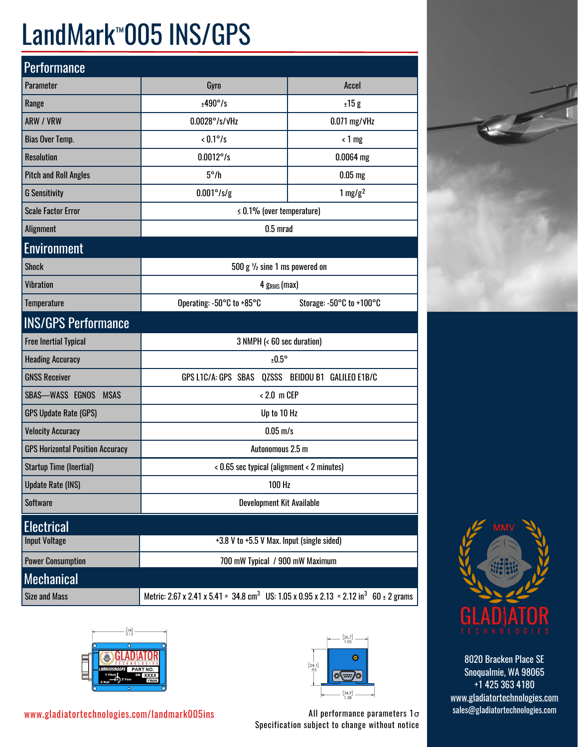# LandMark™005 INS/GPS

## Performance

| Parameter | Gyro | Accel |
|---|---|---|
| Range | ±490°/s | ±15 g |
| ARW / VRW | 0.0028°/s/√Hz | 0.071 mg/√Hz |
| Bias Over Temp. | < 0.1°/s | < 1 mg |
| Resolution | 0.0012°/s | 0.0064 mg |
| Pitch and Roll Angles | 5°/h | 0.05 mg |
| G Sensitivity | 0.001°/s/g | 1 mg/$g^2$ |
| Scale Factor Error | ≤ 0.1% (over temperature) | |
| Alignment | 0.5 mrad | |

## Environment

| | |
|---|---|
| Shock | 500 g ½ sine 1 ms powered on |
| Vibration | 4 $g_{RMS}$ (max) |
| Temperature | Operating: -50°C to +85°C Storage: -50°C to +100°C |

## INS/GPS Performance

| | |
|---|---|
| Free Inertial Typical | 3 NMPH (< 60 sec duration) |
| Heading Accuracy | ±0.5° |
| GNSS Receiver | GPS L1C/A: GPS SBAS QZSSS BEIDOU B1 GALILEO E1B/C |
| SBAS—WASS EGNOS MSAS | < 2.0 m CEP |
| GPS Update Rate (GPS) | Up to 10 Hz |
| Velocity Accuracy | 0.05 m/s |
| GPS Horizontal Position Accuracy | Autonomous 2.5 m |
| Startup Time (Inertial) | < 0.65 sec typical (alignment < 2 minutes) |
| Update Rate (INS) | 100 Hz |
| Software | Development Kit Available |

## Electrical

| | |
|---|---|
| Input Voltage | +3.8 V to +5.5 V Max. Input (single sided) |
| Power Consumption | 700 mW Typical / 900 mW Maximum |

## Mechanical

| | |
|---|---|
| Size and Mass | Metric: 2.67 x 2.41 x 5.41 = 34.8 $cm^3$ US: 1.05 x 0.95 x 2.13 = 2.12 $in^3$ 60 ± 2 grams |

[54]
2.13

GLADIATOR TECHNOLOGIES
LMRK005INSGPS PART NO.
SN XXXX
YRWK
Y Pitch
Z Yaw
X Roll

[26.7]
1.05

[24.1]
.95

[34.9]
1.38

www.gladiatortechnologies.com/landmark005ins

All performance parameters 1σ
Specification subject to change without notice

MMV
GLADIATOR
TECHNOLOGIES

8020 Bracken Place SE
Snoqualmie, WA 98065
+1 425 363 4180
www.gladiatortechnologies.com
sales@gladiatortechnologies.com